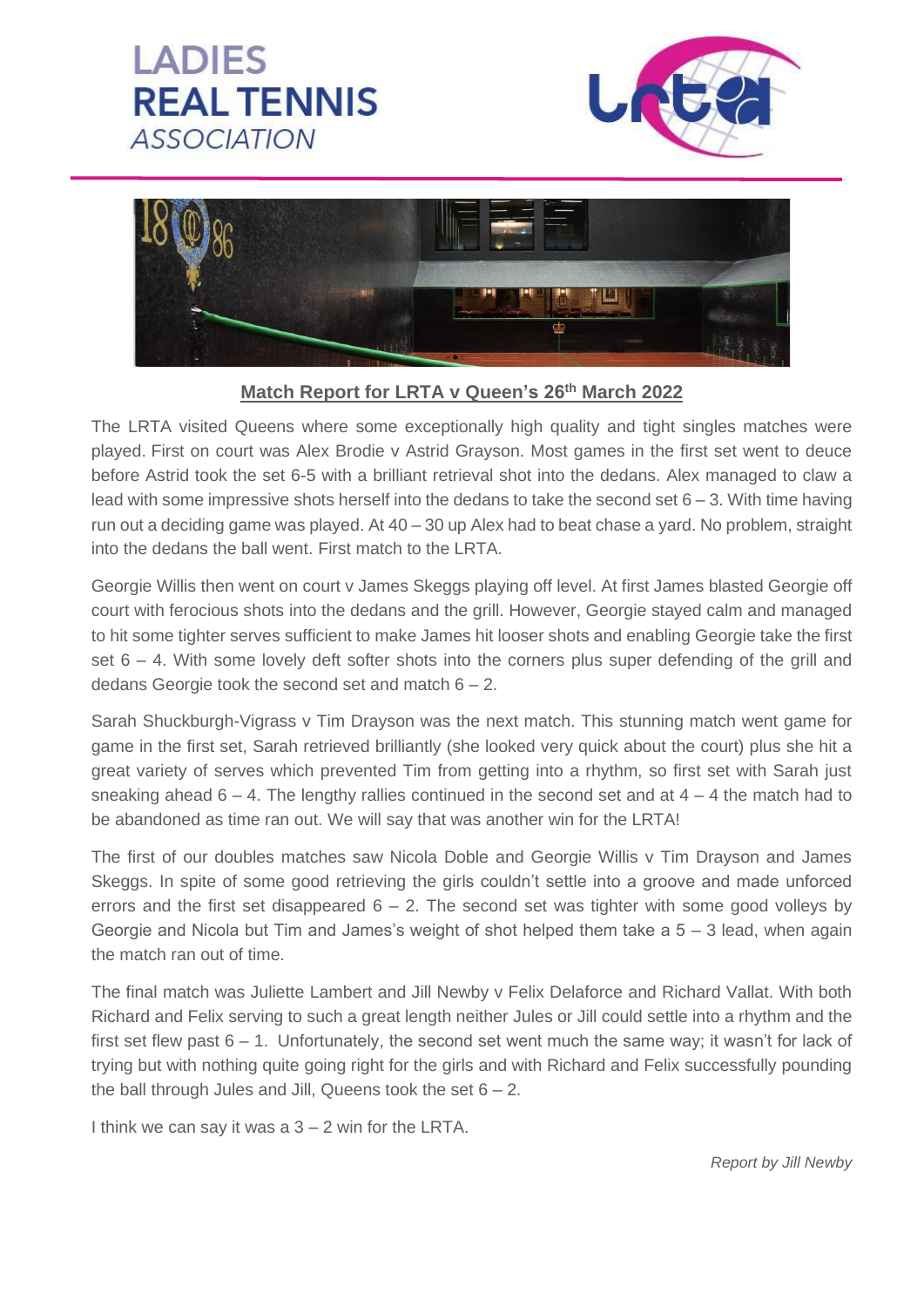# LADIES REAL TENNIS ASSOCIATION

## Match Report for LRTA v Queen's 26th March 2022

The LRTA visited Queens where some exceptionally high quality and tight singles matches were played. First on court was Alex Brodie v Astrid Grayson. Most games in the first set went to deuce before Astrid took the set 6-5 with a brilliant retrieval shot into the dedans. Alex managed to claw a lead with some impressive shots herself into the dedans to take the second set 6 – 3. With time having run out a deciding game was played. At 40 – 30 up Alex had to beat chase a yard. No problem, straight into the dedans the ball went. First match to the LRTA.

Georgie Willis then went on court v James Skeggs playing off level. At first James blasted Georgie off court with ferocious shots into the dedans and the grill. However, Georgie stayed calm and managed to hit some tighter serves sufficient to make James hit looser shots and enabling Georgie take the first set 6 – 4. With some lovely deft softer shots into the corners plus super defending of the grill and dedans Georgie took the second set and match 6 – 2.

Sarah Shuckburgh-Vigrass v Tim Drayson was the next match. This stunning match went game for game in the first set, Sarah retrieved brilliantly (she looked very quick about the court) plus she hit a great variety of serves which prevented Tim from getting into a rhythm, so first set with Sarah just sneaking ahead 6 – 4. The lengthy rallies continued in the second set and at 4 – 4 the match had to be abandoned as time ran out. We will say that was another win for the LRTA!

The first of our doubles matches saw Nicola Doble and Georgie Willis v Tim Drayson and James Skeggs. In spite of some good retrieving the girls couldn't settle into a groove and made unforced errors and the first set disappeared 6 – 2. The second set was tighter with some good volleys by Georgie and Nicola but Tim and James's weight of shot helped them take a 5 – 3 lead, when again the match ran out of time.

The final match was Juliette Lambert and Jill Newby v Felix Delaforce and Richard Vallat. With both Richard and Felix serving to such a great length neither Jules or Jill could settle into a rhythm and the first set flew past 6 – 1. Unfortunately, the second set went much the same way; it wasn't for lack of trying but with nothing quite going right for the girls and with Richard and Felix successfully pounding the ball through Jules and Jill, Queens took the set 6 – 2.

I think we can say it was a 3 – 2 win for the LRTA.

*Report by Jill Newby*